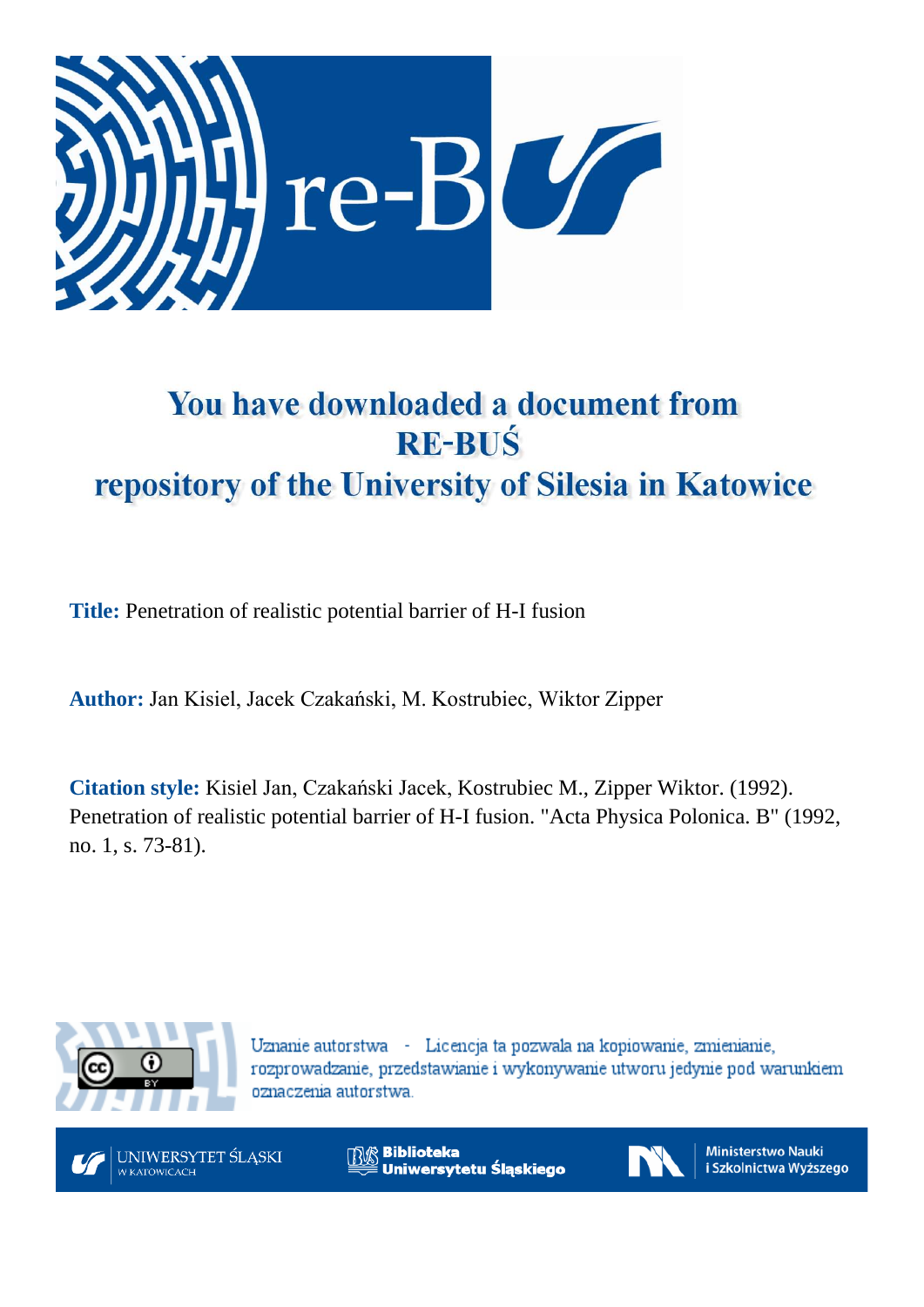# You have downloaded a document from RE-BUŚ repository of the University of Silesia in Katowice

**Title:** Penetration of realistic potential barrier of H-I fusion

**Author:** Jan Kisiel, Jacek Czakański, M. Kostrubiec, Wiktor Zipper

**Citation style:** Kisiel Jan, Czakański Jacek, Kostrubiec M., Zipper Wiktor. (1992). Penetration of realistic potential barrier of H-I fusion. "Acta Physica Polonica. B" (1992, no. 1, s. 73-81).

Uznanie autorstwa - Licencja ta pozwala na kopiowanie, zmienianie, rozprowadzanie, przedstawianie i wykonywanie utworu jedynie pod warunkiem oznaczenia autorstwa.

UNIWERSYTET ŚLĄSKI W KATOWICACH

Biblioteka Uniwersytetu Śląskiego

Ministerstwo Nauki i Szkolnictwa Wyższego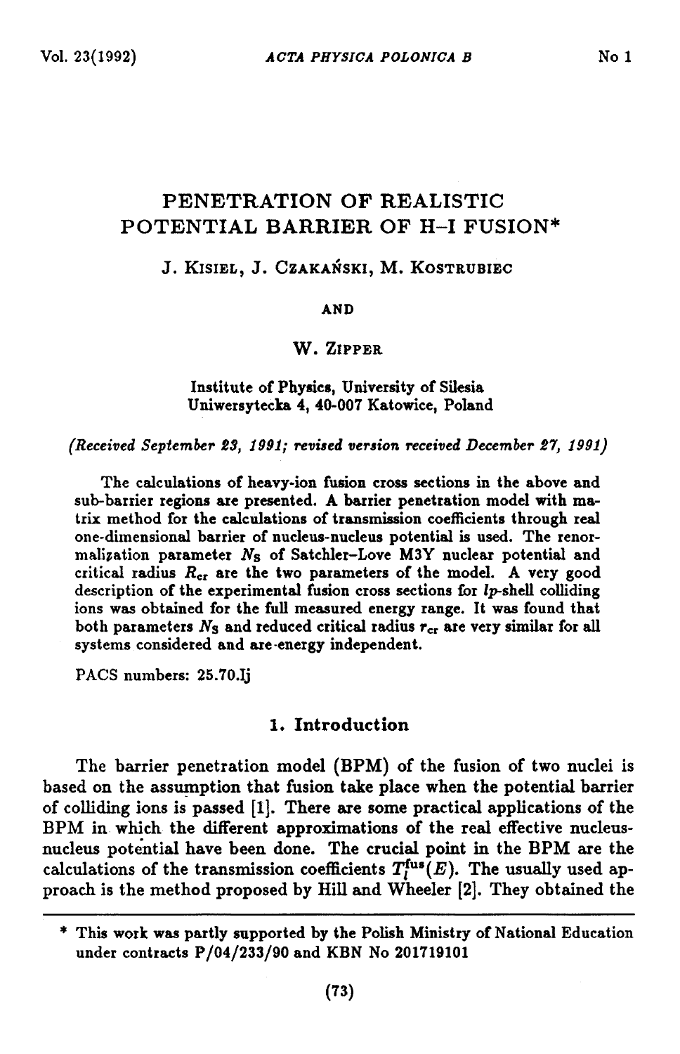# PENETRATION OF REALISTIC POTENTIAL BARRIER OF H–I FUSION*

J. Kisiel, J. Czakański, M. Kostrubiec

and

W. Zipper

Institute of Physics, University of Silesia
Uniwersytecka 4, 40-007 Katowice, Poland

*(Received September 23, 1991; revised version received December 27, 1991)*

The calculations of heavy-ion fusion cross sections in the above and sub-barrier regions are presented. A barrier penetration model with matrix method for the calculations of transmission coefficients through real one-dimensional barrier of nucleus-nucleus potential is used. The renormalization parameter $N_S$ of Satchler–Love M3Y nuclear potential and critical radius $R_{cr}$ are the two parameters of the model. A very good description of the experimental fusion cross sections for $lp$-shell colliding ions was obtained for the full measured energy range. It was found that both parameters $N_S$ and reduced critical radius $r_{cr}$ are very similar for all systems considered and are energy independent.

PACS numbers: 25.70.Jj

## 1. Introduction

The barrier penetration model (BPM) of the fusion of two nuclei is based on the assumption that fusion take place when the potential barrier of colliding ions is passed [1]. There are some practical applications of the BPM in which the different approximations of the real effective nucleus-nucleus potential have been done. The crucial point in the BPM are the calculations of the transmission coefficients $T_l^{\text{fus}}(E)$. The usually used approach is the method proposed by Hill and Wheeler [2]. They obtained the

---

* This work was partly supported by the Polish Ministry of National Education under contracts P/04/233/90 and KBN No 201719101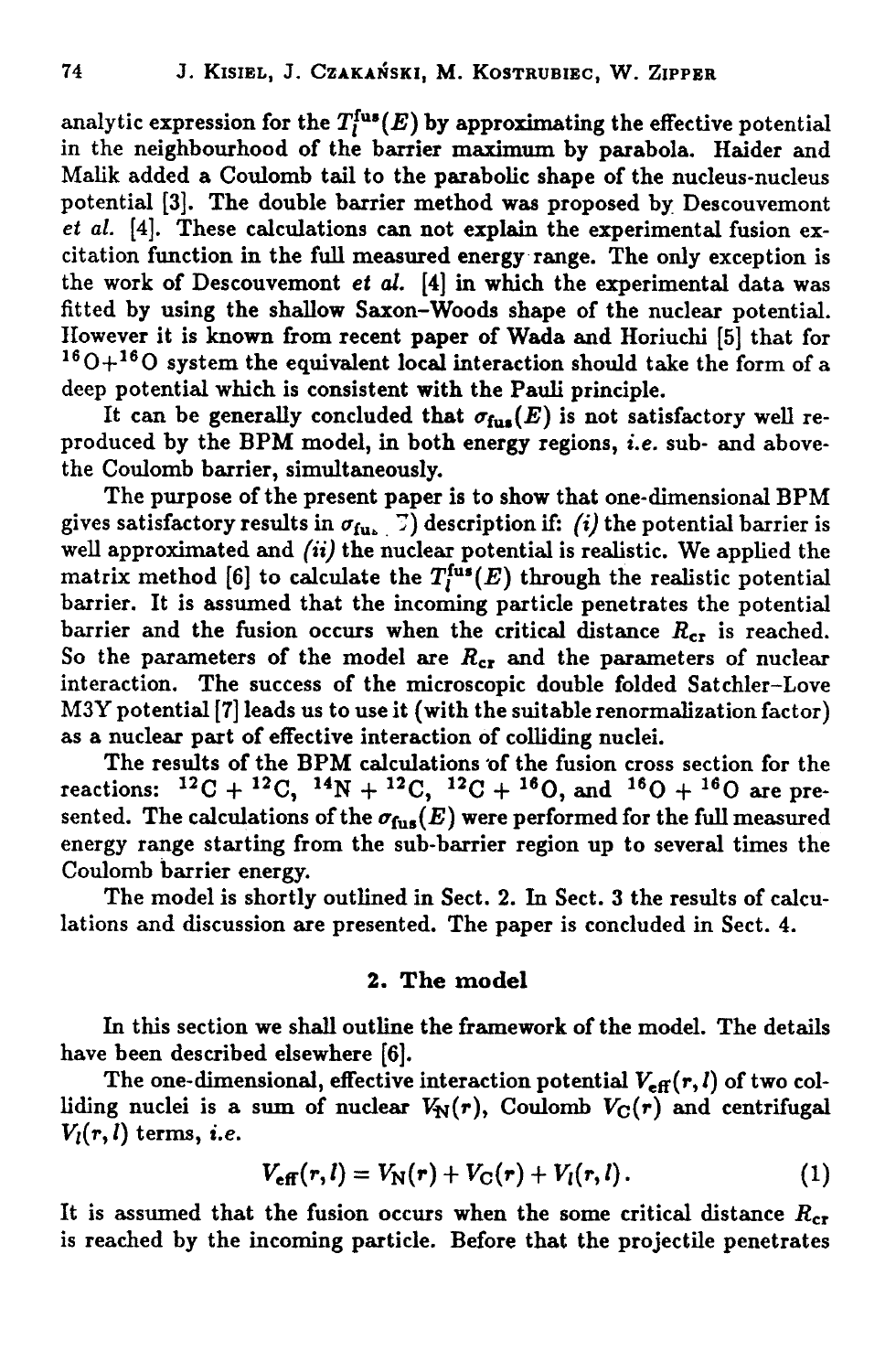analytic expression for the $T_l^{fus}(E)$ by approximating the effective potential in the neighbourhood of the barrier maximum by parabola. Haider and Malik added a Coulomb tail to the parabolic shape of the nucleus-nucleus potential [3]. The double barrier method was proposed by Descouvemont *et al.* [4]. These calculations can not explain the experimental fusion excitation function in the full measured energy range. The only exception is the work of Descouvemont *et al.* [4] in which the experimental data was fitted by using the shallow Saxon–Woods shape of the nuclear potential. However it is known from recent paper of Wada and Horiuchi [5] that for $^{16}O+^{16}O$ system the equivalent local interaction should take the form of a deep potential which is consistent with the Pauli principle.

It can be generally concluded that $\sigma_{fus}(E)$ is not satisfactory well reproduced by the BPM model, in both energy regions, *i.e.* sub- and above-the Coulomb barrier, simultaneously.

The purpose of the present paper is to show that one-dimensional BPM gives satisfactory results in $\sigma_{fus}(E)$ description if: *(i)* the potential barrier is well approximated and *(ii)* the nuclear potential is realistic. We applied the matrix method [6] to calculate the $T_l^{fus}(E)$ through the realistic potential barrier. It is assumed that the incoming particle penetrates the potential barrier and the fusion occurs when the critical distance $R_{cr}$ is reached. So the parameters of the model are $R_{cr}$ and the parameters of nuclear interaction. The success of the microscopic double folded Satchler–Love M3Y potential [7] leads us to use it (with the suitable renormalization factor) as a nuclear part of effective interaction of colliding nuclei.

The results of the BPM calculations of the fusion cross section for the reactions: $^{12}C + ^{12}C$, $^{14}N + ^{12}C$, $^{12}C + ^{16}O$, and $^{16}O + ^{16}O$ are presented. The calculations of the $\sigma_{fus}(E)$ were performed for the full measured energy range starting from the sub-barrier region up to several times the Coulomb barrier energy.

The model is shortly outlined in Sect. 2. In Sect. 3 the results of calculations and discussion are presented. The paper is concluded in Sect. 4.

## 2. The model

In this section we shall outline the framework of the model. The details have been described elsewhere [6].

The one-dimensional, effective interaction potential $V_{eff}(r,l)$ of two colliding nuclei is a sum of nuclear $V_N(r)$, Coulomb $V_C(r)$ and centrifugal $V_l(r,l)$ terms, *i.e.*

$$V_{eff}(r,l) = V_N(r) + V_C(r) + V_l(r,l). \tag{1}$$

It is assumed that the fusion occurs when the some critical distance $R_{cr}$ is reached by the incoming particle. Before that the projectile penetrates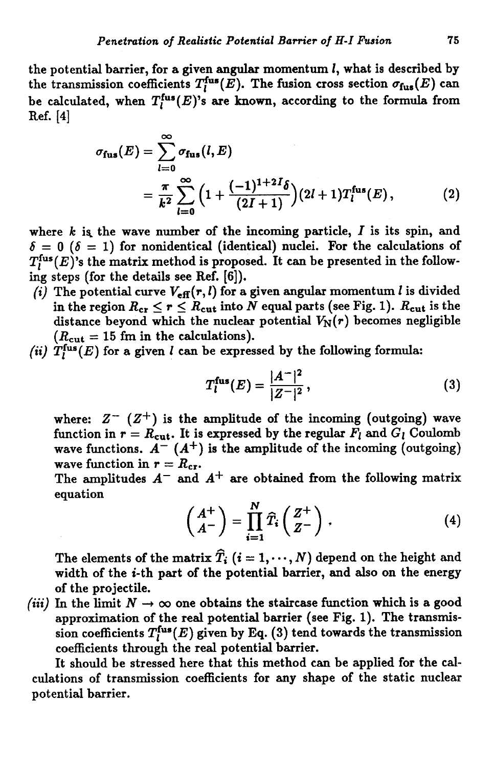the potential barrier, for a given angular momentum $l$, what is described by the transmission coefficients $T_l^{\rm fus}(E)$. The fusion cross section $\sigma_{\rm fus}(E)$ can be calculated, when $T_l^{\rm fus}(E)$'s are known, according to the formula from Ref. [4]

$$\sigma_{\rm fus}(E) = \sum_{l=0}^{\infty} \sigma_{\rm fus}(l, E)$$

$$= \frac{\pi}{k^2} \sum_{l=0}^{\infty} \left(1 + \frac{(-1)^{1+2I}\delta}{(2I+1)}\right)(2l+1) T_l^{\rm fus}(E), \tag{2}$$

where $k$ is the wave number of the incoming particle, $I$ is its spin, and $\delta = 0$ ($\delta = 1$) for nonidentical (identical) nuclei. For the calculations of $T_l^{\rm fus}(E)$'s the matrix method is proposed. It can be presented in the following steps (for the details see Ref. [6]).

*(i)* The potential curve $V_{\rm eff}(r, l)$ for a given angular momentum $l$ is divided in the region $R_{\rm cr} \le r \le R_{\rm cut}$ into $N$ equal parts (see Fig. 1). $R_{\rm cut}$ is the distance beyond which the nuclear potential $V_{\rm N}(r)$ becomes negligible ($R_{\rm cut} = 15$ fm in the calculations).

*(ii)* $T_l^{\rm fus}(E)$ for a given $l$ can be expressed by the following formula:

$$T_l^{\rm fus}(E) = \frac{|A^-|^2}{|Z^-|^2}, \tag{3}$$

where: $Z^-$ ($Z^+$) is the amplitude of the incoming (outgoing) wave function in $r = R_{\rm cut}$. It is expressed by the regular $F_l$ and $G_l$ Coulomb wave functions. $A^-$ ($A^+$) is the amplitude of the incoming (outgoing) wave function in $r = R_{\rm cr}$.

The amplitudes $A^-$ and $A^+$ are obtained from the following matrix equation

$$\begin{pmatrix} A^+ \\ A^- \end{pmatrix} = \prod_{i=1}^{N} \widehat{T}_i \begin{pmatrix} Z^+ \\ Z^- \end{pmatrix}. \tag{4}$$

The elements of the matrix $\widehat{T}_i$ ($i = 1, \cdots, N$) depend on the height and width of the $i$-th part of the potential barrier, and also on the energy of the projectile.

*(iii)* In the limit $N \to \infty$ one obtains the staircase function which is a good approximation of the real potential barrier (see Fig. 1). The transmission coefficients $T_l^{\rm fus}(E)$ given by Eq. (3) tend towards the transmission coefficients through the real potential barrier.

It should be stressed here that this method can be applied for the calculations of transmission coefficients for any shape of the static nuclear potential barrier.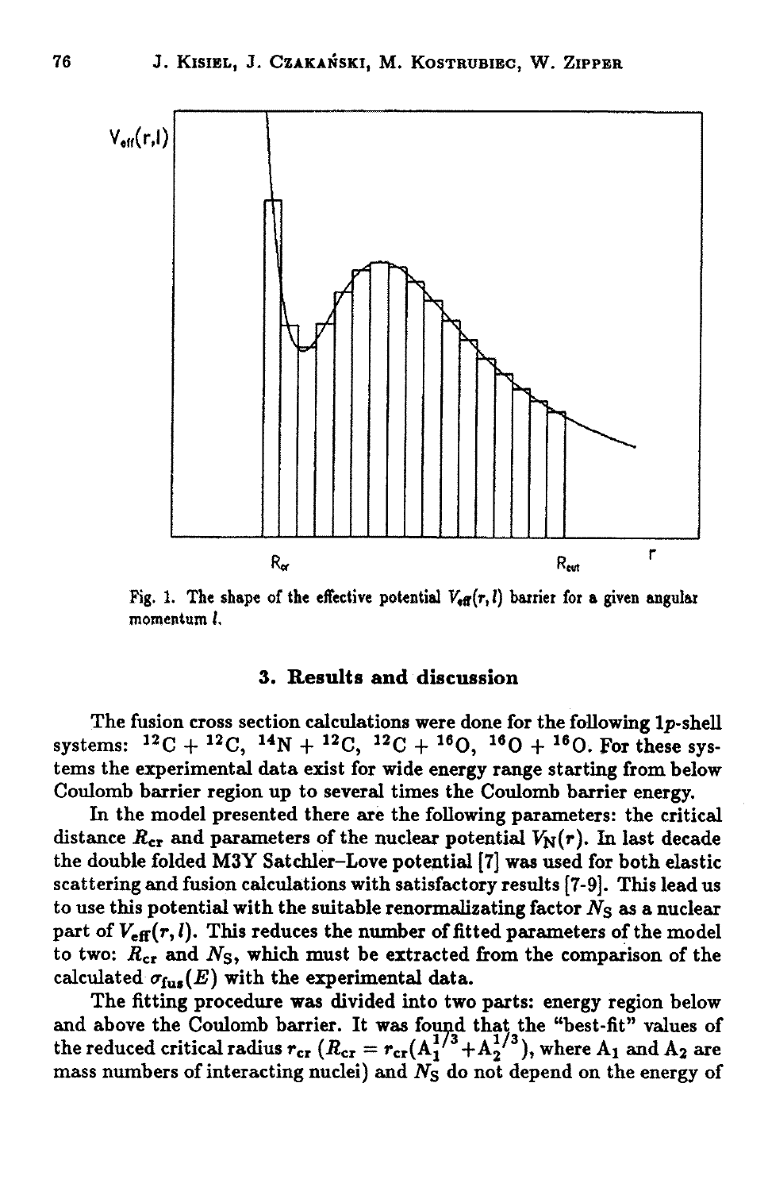Fig. 1. The shape of the effective potential $V_{\rm eff}(r,l)$ barrier for a given angular momentum $l$.

## 3. Results and discussion

The fusion cross section calculations were done for the following 1*p*-shell systems: $^{12}$C + $^{12}$C, $^{14}$N + $^{12}$C, $^{12}$C + $^{16}$O, $^{16}$O + $^{16}$O. For these systems the experimental data exist for wide energy range starting from below Coulomb barrier region up to several times the Coulomb barrier energy.

In the model presented there are the following parameters: the critical distance $R_{\rm cr}$ and parameters of the nuclear potential $V_{\rm N}(r)$. In last decade the double folded M3Y Satchler–Love potential [7] was used for both elastic scattering and fusion calculations with satisfactory results [7-9]. This lead us to use this potential with the suitable renormalizating factor $N_{\rm S}$ as a nuclear part of $V_{\rm eff}(r,l)$. This reduces the number of fitted parameters of the model to two: $R_{\rm cr}$ and $N_{\rm S}$, which must be extracted from the comparison of the calculated $\sigma_{\rm fus}(E)$ with the experimental data.

The fitting procedure was divided into two parts: energy region below and above the Coulomb barrier. It was found that the "best-fit" values of the reduced critical radius $r_{\rm cr}$ ($R_{\rm cr} = r_{\rm cr}(A_1^{1/3} + A_2^{1/3})$, where $A_1$ and $A_2$ are mass numbers of interacting nuclei) and $N_{\rm S}$ do not depend on the energy of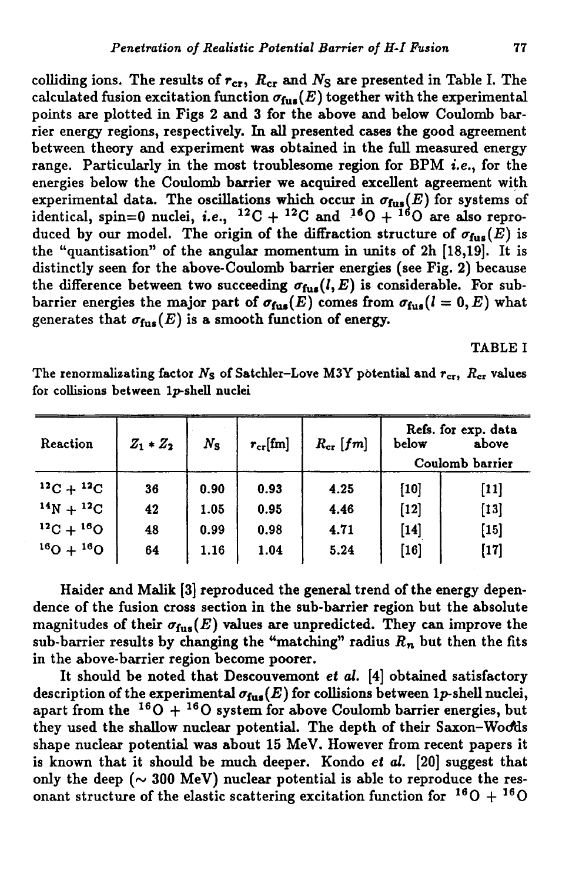colliding ions. The results of $r_{cr}$, $R_{cr}$ and $N_S$ are presented in Table I. The calculated fusion excitation function $\sigma_{fus}(E)$ together with the experimental points are plotted in Figs 2 and 3 for the above and below Coulomb barrier energy regions, respectively. In all presented cases the good agreement between theory and experiment was obtained in the full measured energy range. Particularly in the most troublesome region for BPM *i.e.*, for the energies below the Coulomb barrier we acquired excellent agreement with experimental data. The oscillations which occur in $\sigma_{fus}(E)$ for systems of identical, spin=0 nuclei, *i.e.*, $^{12}C + ^{12}C$ and $^{16}O + ^{16}O$ are also reproduced by our model. The origin of the diffraction structure of $\sigma_{fus}(E)$ is the "quantisation" of the angular momentum in units of 2h [18,19]. It is distinctly seen for the above-Coulomb barrier energies (see Fig. 2) because the difference between two succeeding $\sigma_{fus}(l, E)$ is considerable. For sub-barrier energies the major part of $\sigma_{fus}(E)$ comes from $\sigma_{fus}(l = 0, E)$ what generates that $\sigma_{fus}(E)$ is a smooth function of energy.

TABLE I

The renormalizating factor $N_S$ of Satchler–Love M3Y potential and $r_{cr}$, $R_{cr}$ values for collisions between 1*p*-shell nuclei

| Reaction | $Z_1 * Z_2$ | $N_S$ | $r_{cr}$[fm] | $R_{cr}$ [$fm$] | Refs. for exp. data below | above |
|---|---|---|---|---|---|---|
| | | | | | Coulomb barrier | |
| $^{12}C + ^{12}C$ | 36 | 0.90 | 0.93 | 4.25 | [10] | [11] |
| $^{14}N + ^{12}C$ | 42 | 1.05 | 0.95 | 4.46 | [12] | [13] |
| $^{12}C + ^{16}O$ | 48 | 0.99 | 0.98 | 4.71 | [14] | [15] |
| $^{16}O + ^{16}O$ | 64 | 1.16 | 1.04 | 5.24 | [16] | [17] |

Haider and Malik [3] reproduced the general trend of the energy dependence of the fusion cross section in the sub-barrier region but the absolute magnitudes of their $\sigma_{fus}(E)$ values are unpredicted. They can improve the sub-barrier results by changing the "matching" radius $R_n$ but then the fits in the above-barrier region become poorer.

It should be noted that Descouvemont *et al.* [4] obtained satisfactory description of the experimental $\sigma_{fus}(E)$ for collisions between 1*p*-shell nuclei, apart from the $^{16}O + ^{16}O$ system for above Coulomb barrier energies, but they used the shallow nuclear potential. The depth of their Saxon–Woods shape nuclear potential was about 15 MeV. However from recent papers it is known that it should be much deeper. Kondo *et al.* [20] suggest that only the deep (~ 300 MeV) nuclear potential is able to reproduce the resonant structure of the elastic scattering excitation function for $^{16}O + ^{16}O$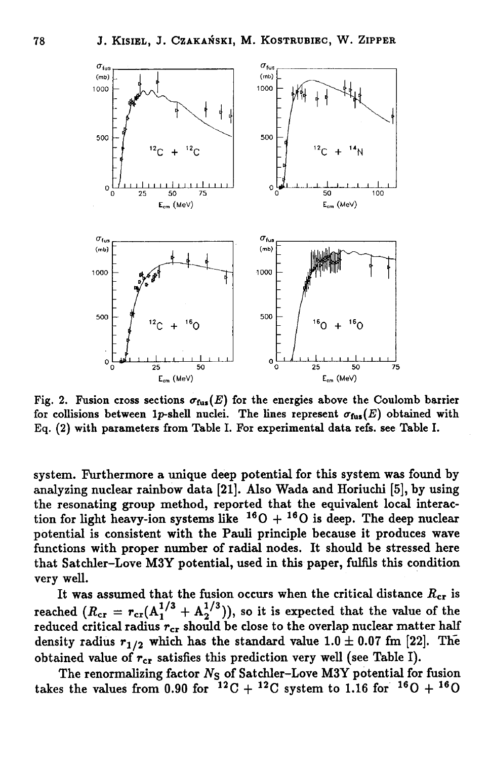Fig. 2. Fusion cross sections $\sigma_{fus}(E)$ for the energies above the Coulomb barrier for collisions between 1p-shell nuclei. The lines represent $\sigma_{fus}(E)$ obtained with Eq. (2) with parameters from Table I. For experimental data refs. see Table I.

system. Furthermore a unique deep potential for this system was found by analyzing nuclear rainbow data [21]. Also Wada and Horiuchi [5], by using the resonating group method, reported that the equivalent local interaction for light heavy-ion systems like $^{16}O + ^{16}O$ is deep. The deep nuclear potential is consistent with the Pauli principle because it produces wave functions with proper number of radial nodes. It should be stressed here that Satchler–Love M3Y potential, used in this paper, fulfils this condition very well.

It was assumed that the fusion occurs when the critical distance $R_{cr}$ is reached ($R_{cr} = r_{cr}(A_1^{1/3} + A_2^{1/3})$), so it is expected that the value of the reduced critical radius $r_{cr}$ should be close to the overlap nuclear matter half density radius $r_{1/2}$ which has the standard value $1.0 \pm 0.07$ fm [22]. The obtained value of $r_{cr}$ satisfies this prediction very well (see Table I).

The renormalizing factor $N_S$ of Satchler–Love M3Y potential for fusion takes the values from 0.90 for $^{12}C + ^{12}C$ system to 1.16 for $^{16}O + ^{16}O$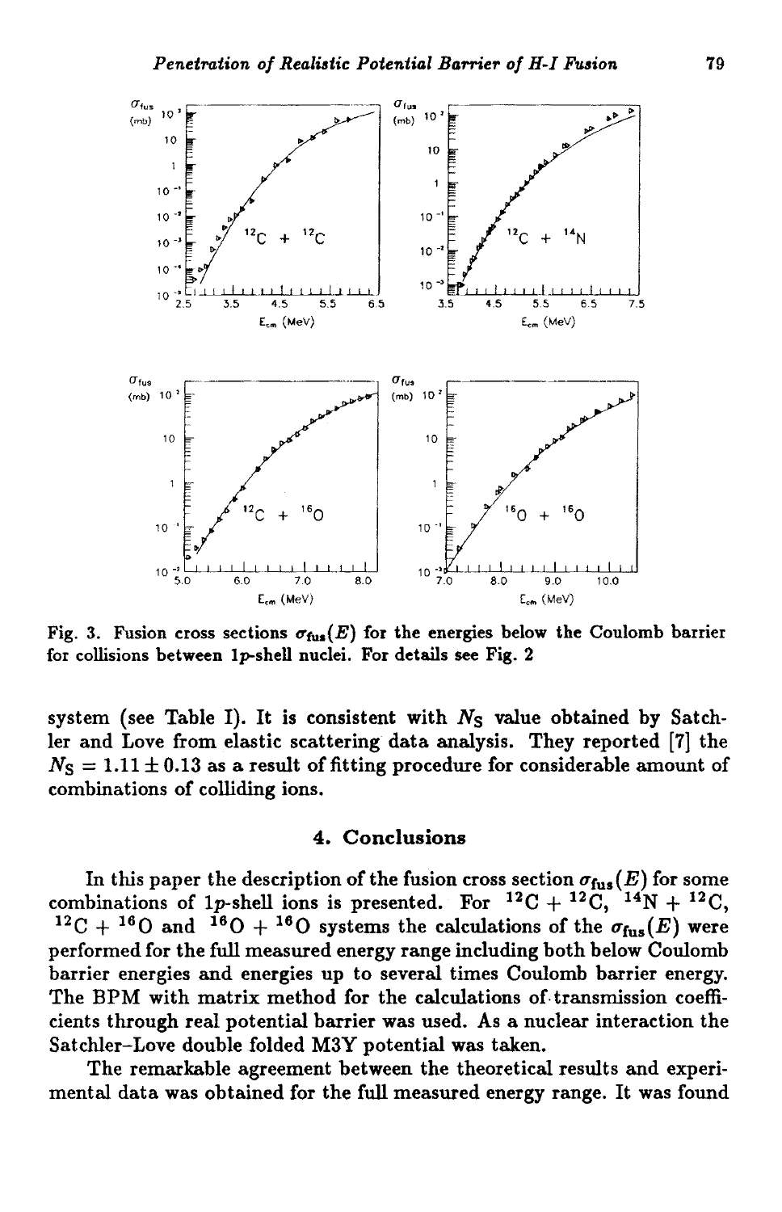Fig. 3. Fusion cross sections $\sigma_{fus}(E)$ for the energies below the Coulomb barrier for collisions between 1$p$-shell nuclei. For details see Fig. 2

system (see Table I). It is consistent with $N_S$ value obtained by Satchler and Love from elastic scattering data analysis. They reported [7] the $N_S = 1.11 \pm 0.13$ as a result of fitting procedure for considerable amount of combinations of colliding ions.

## 4. Conclusions

In this paper the description of the fusion cross section $\sigma_{fus}(E)$ for some combinations of 1$p$-shell ions is presented. For $^{12}$C + $^{12}$C, $^{14}$N + $^{12}$C, $^{12}$C + $^{16}$O and $^{16}$O + $^{16}$O systems the calculations of the $\sigma_{fus}(E)$ were performed for the full measured energy range including both below Coulomb barrier energies and energies up to several times Coulomb barrier energy. The BPM with matrix method for the calculations of transmission coefficients through real potential barrier was used. As a nuclear interaction the Satchler–Love double folded M3Y potential was taken.

The remarkable agreement between the theoretical results and experimental data was obtained for the full measured energy range. It was found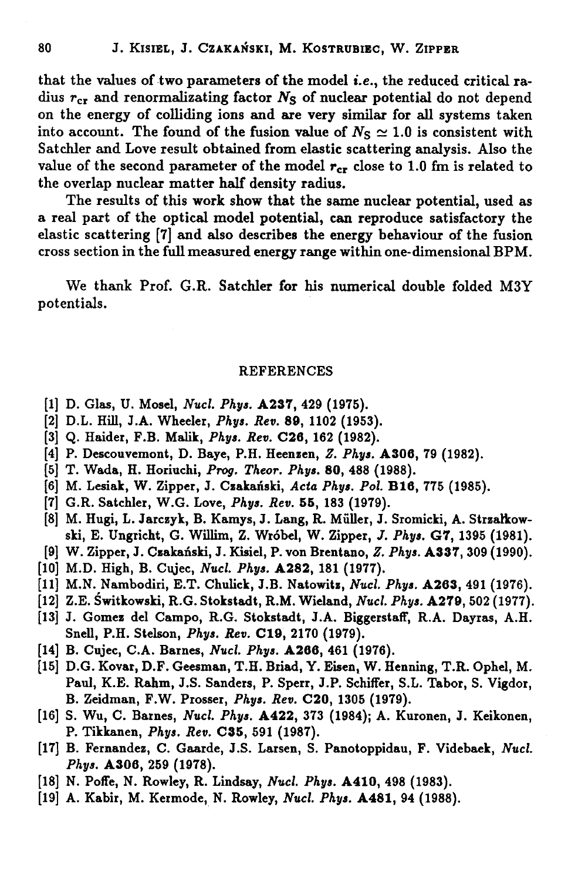that the values of two parameters of the model *i.e.*, the reduced critical radius $r_{cr}$ and renormalizating factor $N_S$ of nuclear potential do not depend on the energy of colliding ions and are very similar for all systems taken into account. The found of the fusion value of $N_S \simeq 1.0$ is consistent with Satchler and Love result obtained from elastic scattering analysis. Also the value of the second parameter of the model $r_{cr}$ close to 1.0 fm is related to the overlap nuclear matter half density radius.

The results of this work show that the same nuclear potential, used as a real part of the optical model potential, can reproduce satisfactory the elastic scattering [7] and also describes the energy behaviour of the fusion cross section in the full measured energy range within one-dimensional BPM.

We thank Prof. G.R. Satchler for his numerical double folded M3Y potentials.

## REFERENCES

[1] D. Glas, U. Mosel, *Nucl. Phys.* **A237**, 429 (1975).

[2] D.L. Hill, J.A. Wheeler, *Phys. Rev.* **89**, 1102 (1953).

[3] Q. Haider, F.B. Malik, *Phys. Rev.* **C26**, 162 (1982).

[4] P. Descouvemont, D. Baye, P.H. Heenzen, *Z. Phys.* **A306**, 79 (1982).

[5] T. Wada, H. Horiuchi, *Prog. Theor. Phys.* **80**, 488 (1988).

[6] M. Lesiak, W. Zipper, J. Czakański, *Acta Phys. Pol.* **B16**, 775 (1985).

[7] G.R. Satchler, W.G. Love, *Phys. Rev.* **55**, 183 (1979).

[8] M. Hugi, L. Jarczyk, B. Kamys, J. Lang, R. Müller, J. Sromicki, A. Strzałkowski, E. Ungricht, G. Willim, Z. Wróbel, W. Zipper, *J. Phys.* **G7**, 1395 (1981).

[9] W. Zipper, J. Czakański, J. Kisiel, P. von Brentano, *Z. Phys.* **A337**, 309 (1990).

[10] M.D. High, B. Cujec, *Nucl. Phys.* **A282**, 181 (1977).

[11] M.N. Nambodiri, E.T. Chulick, J.B. Natowitz, *Nucl. Phys.* **A263**, 491 (1976).

[12] Z.E. Świtkowski, R.G. Stokstadt, R.M. Wieland, *Nucl. Phys.* **A279**, 502 (1977).

[13] J. Gomez del Campo, R.G. Stokstadt, J.A. Biggerstaff, R.A. Dayras, A.H. Snell, P.H. Stelson, *Phys. Rev.* **C19**, 2170 (1979).

[14] B. Cujec, C.A. Barnes, *Nucl. Phys.* **A266**, 461 (1976).

[15] D.G. Kovar, D.F. Geesman, T.H. Briad, Y. Eisen, W. Henning, T.R. Ophel, M. Paul, K.E. Rahm, J.S. Sanders, P. Sperr, J.P. Schiffer, S.L. Tabor, S. Vigdor, B. Zeidman, F.W. Prosser, *Phys. Rev.* **C20**, 1305 (1979).

[16] S. Wu, C. Barnes, *Nucl. Phys.* **A422**, 373 (1984); A. Kuronen, J. Keikonen, P. Tikkanen, *Phys. Rev.* **C35**, 591 (1987).

[17] B. Fernandez, C. Gaarde, J.S. Larsen, S. Panotoppidau, F. Videbaek, *Nucl. Phys.* **A306**, 259 (1978).

[18] N. Poffe, N. Rowley, R. Lindsay, *Nucl. Phys.* **A410**, 498 (1983).

[19] A. Kabir, M. Kermode, N. Rowley, *Nucl. Phys.* **A481**, 94 (1988).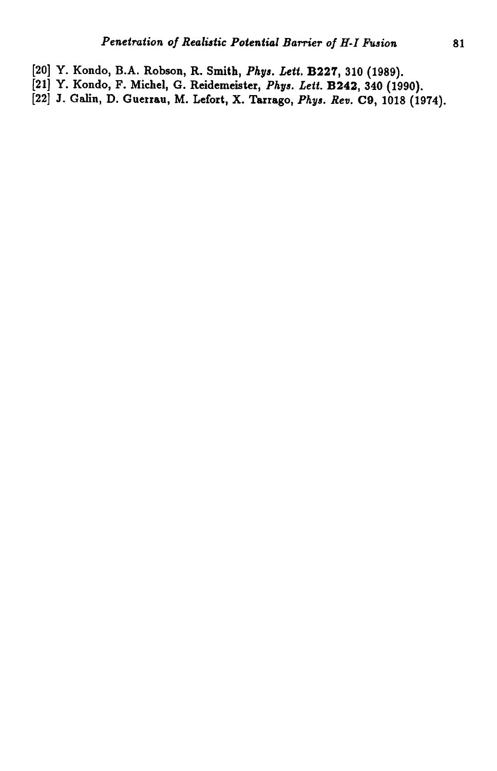[20] Y. Kondo, B.A. Robson, R. Smith, *Phys. Lett.* **B227**, 310 (1989).
[21] Y. Kondo, F. Michel, G. Reidemeister, *Phys. Lett.* **B242**, 340 (1990).
[22] J. Galin, D. Guerrau, M. Lefort, X. Tarrago, *Phys. Rev.* **C9**, 1018 (1974).